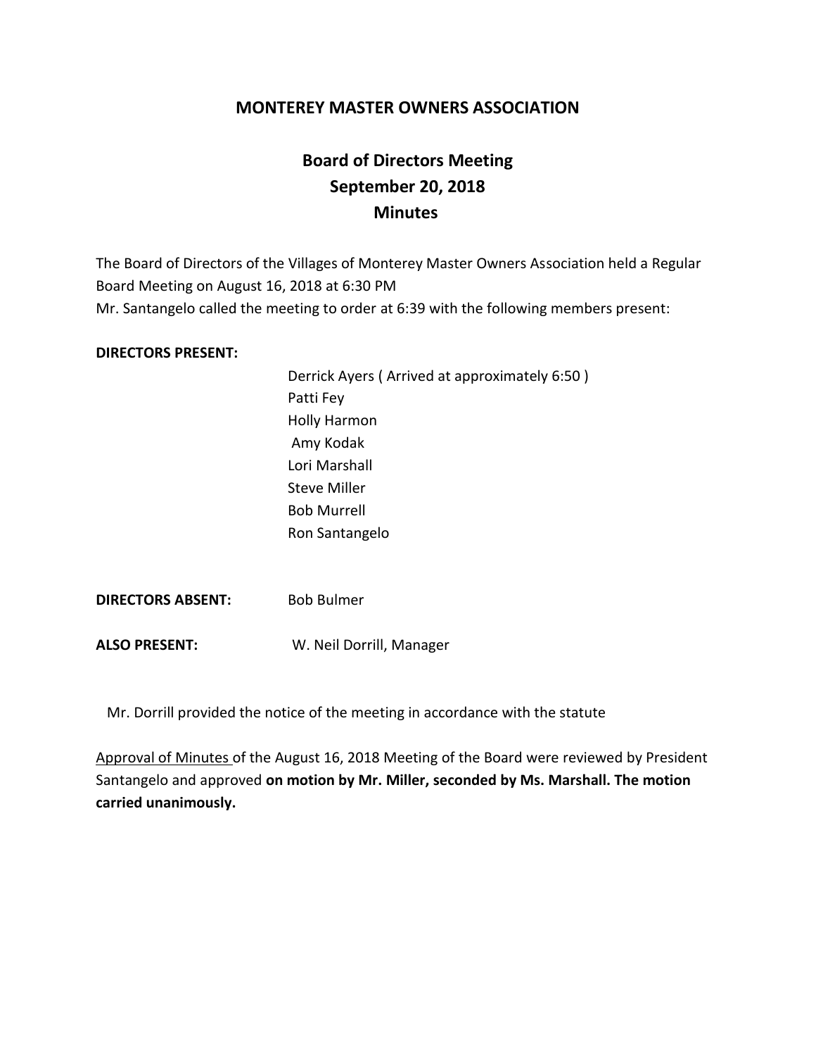# MONTEREY MASTER OWNERS ASSOCIATION

## Board of Directors Meeting
## September 20, 2018
## Minutes

The Board of Directors of the Villages of Monterey Master Owners Association held a Regular Board Meeting on August 16, 2018 at 6:30 PM
Mr. Santangelo called the meeting to order at 6:39 with the following members present:

**DIRECTORS PRESENT:**

Derrick Ayers ( Arrived at approximately 6:50 )
Patti Fey
Holly Harmon
Amy Kodak
Lori Marshall
Steve Miller
Bob Murrell
Ron Santangelo

**DIRECTORS ABSENT:** Bob Bulmer

**ALSO PRESENT:** W. Neil Dorrill, Manager

Mr. Dorrill provided the notice of the meeting in accordance with the statute

<u>Approval of Minutes</u> of the August 16, 2018 Meeting of the Board were reviewed by President Santangelo and approved **on motion by Mr. Miller, seconded by Ms. Marshall. The motion carried unanimously.**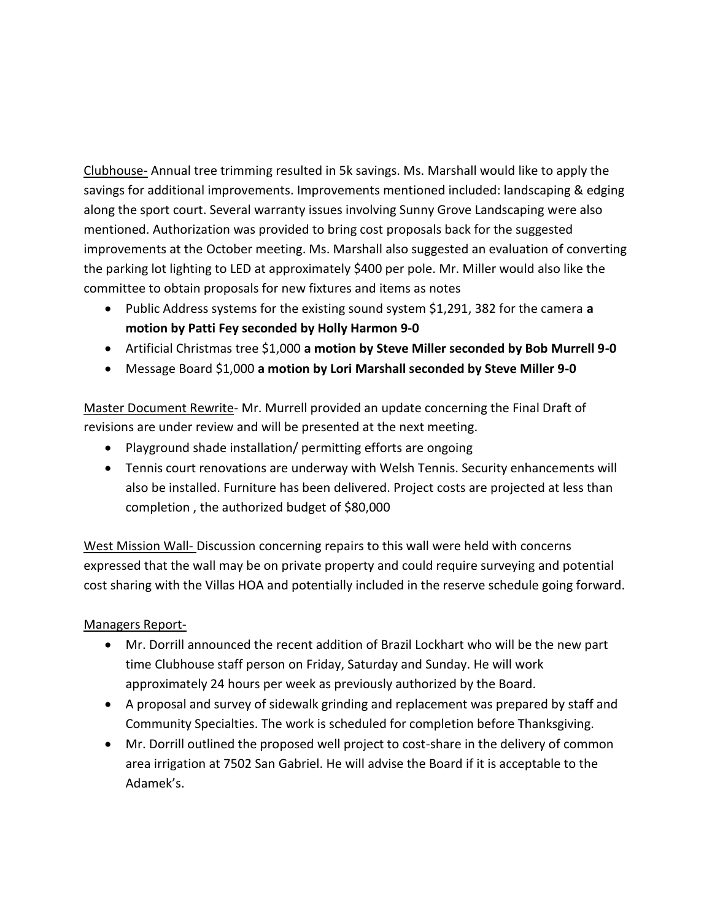<u>Clubhouse-</u> Annual tree trimming resulted in 5k savings. Ms. Marshall would like to apply the savings for additional improvements. Improvements mentioned included: landscaping & edging along the sport court. Several warranty issues involving Sunny Grove Landscaping were also mentioned. Authorization was provided to bring cost proposals back for the suggested improvements at the October meeting. Ms. Marshall also suggested an evaluation of converting the parking lot lighting to LED at approximately $400 per pole. Mr. Miller would also like the committee to obtain proposals for new fixtures and items as notes

- Public Address systems for the existing sound system $1,291, 382 for the camera **a motion by Patti Fey seconded by Holly Harmon 9-0**
- Artificial Christmas tree $1,000 **a motion by Steve Miller seconded by Bob Murrell 9-0**
- Message Board $1,000 **a motion by Lori Marshall seconded by Steve Miller 9-0**

<u>Master Document Rewrite</u>- Mr. Murrell provided an update concerning the Final Draft of revisions are under review and will be presented at the next meeting.

- Playground shade installation/ permitting efforts are ongoing
- Tennis court renovations are underway with Welsh Tennis. Security enhancements will also be installed. Furniture has been delivered. Project costs are projected at less than completion , the authorized budget of $80,000

<u>West Mission Wall-</u> Discussion concerning repairs to this wall were held with concerns expressed that the wall may be on private property and could require surveying and potential cost sharing with the Villas HOA and potentially included in the reserve schedule going forward.

<u>Managers Report-</u>

- Mr. Dorrill announced the recent addition of Brazil Lockhart who will be the new part time Clubhouse staff person on Friday, Saturday and Sunday. He will work approximately 24 hours per week as previously authorized by the Board.
- A proposal and survey of sidewalk grinding and replacement was prepared by staff and Community Specialties. The work is scheduled for completion before Thanksgiving.
- Mr. Dorrill outlined the proposed well project to cost-share in the delivery of common area irrigation at 7502 San Gabriel. He will advise the Board if it is acceptable to the Adamek's.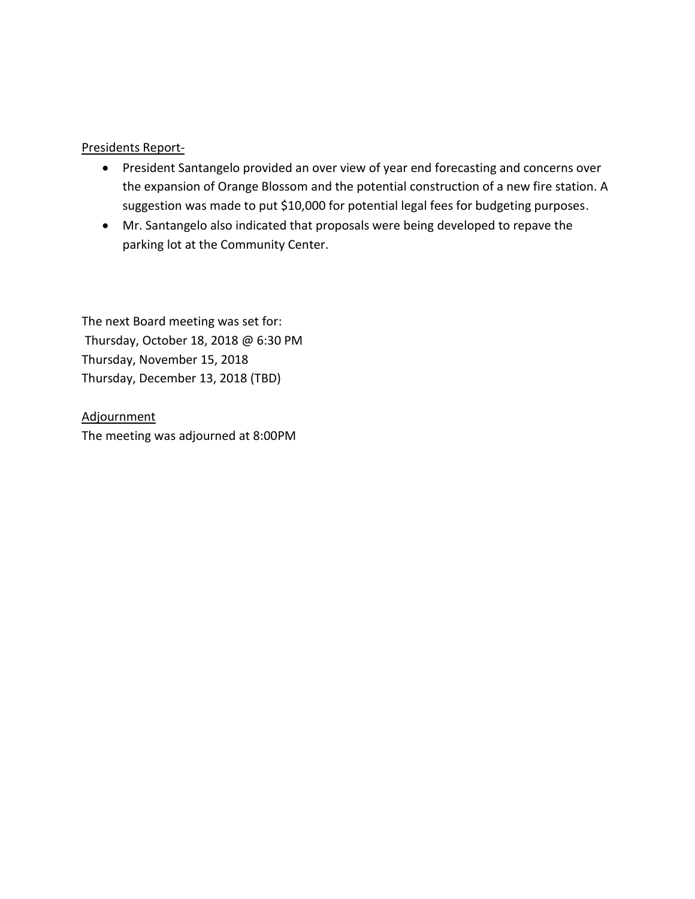<u>Presidents Report-</u>

- President Santangelo provided an over view of year end forecasting and concerns over the expansion of Orange Blossom and the potential construction of a new fire station. A suggestion was made to put $10,000 for potential legal fees for budgeting purposes.
- Mr. Santangelo also indicated that proposals were being developed to repave the parking lot at the Community Center.

The next Board meeting was set for:
Thursday, October 18, 2018 @ 6:30 PM
Thursday, November 15, 2018
Thursday, December 13, 2018 (TBD)

<u>Adjournment</u>
The meeting was adjourned at 8:00PM